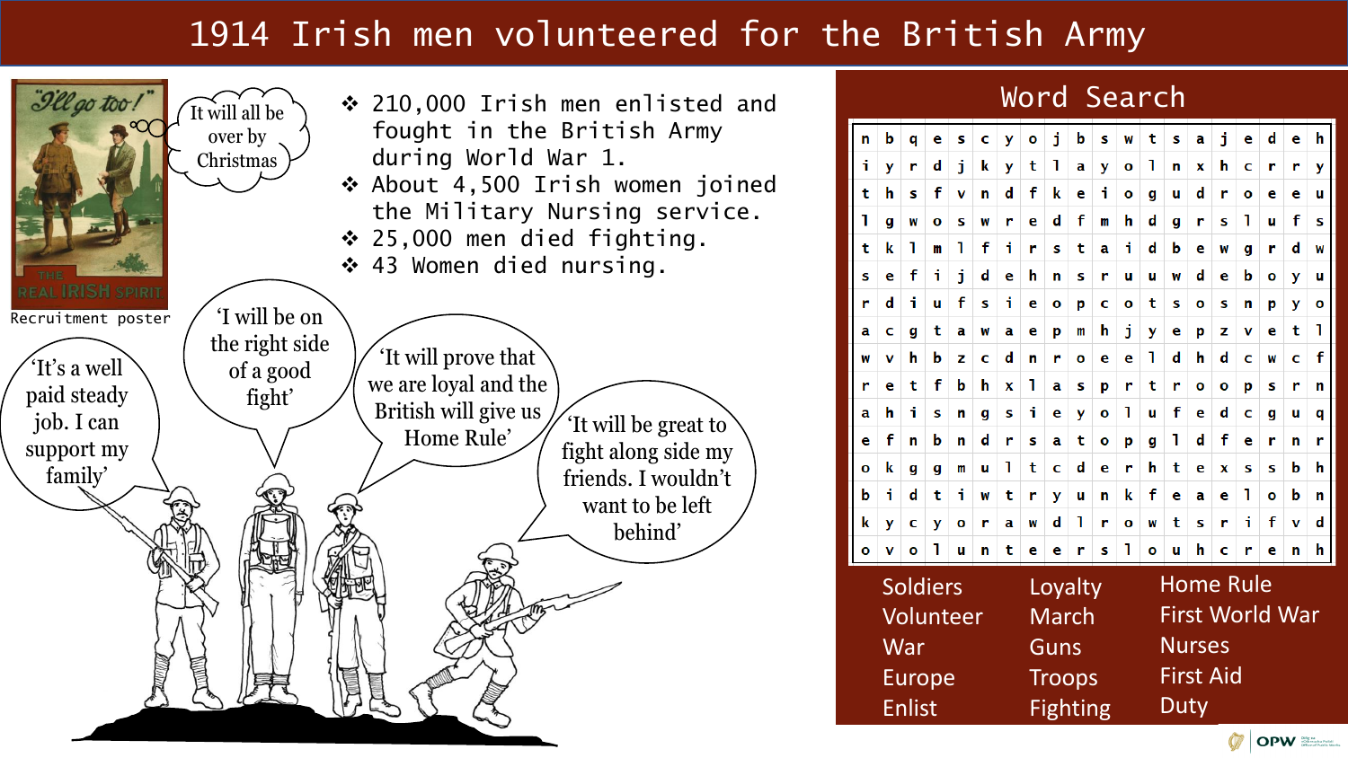# 1914 Irish men volunteered for the British Army

"I'll go too!"

THE REAL IRISH SPIRIT

Recruitment poster

It will all be over by Christmas

- 210,000 Irish men enlisted and fought in the British Army during World War 1.
- About 4,500 Irish women joined the Military Nursing service.
- 25,000 men died fighting.
- 43 Women died nursing.

'It's a well paid steady job. I can support my family'

'I will be on the right side of a good fight'

'It will prove that we are loyal and the British will give us Home Rule'

'It will be great to fight along side my friends. I wouldn't want to be left behind'

## Word Search

| | | | | | | | | | | | | | | | | | |
|---|---|---|---|---|---|---|---|---|---|---|---|---|---|---|---|---|---|
| n | b | q | e | s | c | y | o | j | b | s | w | t | s | a | j | e | d | e | h |
| i | y | r | d | j | k | y | t | l | a | y | o | l | n | x | h | c | r | r | y |
| t | h | s | f | v | n | d | f | k | e | i | o | g | u | d | r | o | e | e | u |
| l | g | w | o | s | w | r | e | d | f | m | h | d | g | r | s | l | u | f | s |
| t | k | l | m | l | f | i | r | s | t | a | i | d | b | e | w | g | r | d | w |
| s | e | f | i | j | d | e | h | n | s | r | u | u | w | d | e | b | o | y | u |
| r | d | i | u | f | s | i | e | o | p | c | o | t | s | o | s | n | p | y | o |
| a | c | g | t | a | w | a | e | p | m | h | j | y | e | p | z | v | e | t | l |
| w | v | h | b | z | c | d | n | r | o | e | e | l | d | h | d | c | w | c | f |
| r | e | t | f | b | h | x | l | a | s | p | r | t | r | o | o | p | s | r | n |
| a | h | i | s | n | g | s | i | e | y | o | l | u | f | e | d | c | g | u | q |
| e | f | n | b | n | d | r | s | a | t | o | p | g | l | d | f | e | r | n | r |
| o | k | g | g | m | u | l | t | c | d | e | r | h | t | e | x | s | s | b | h |
| b | i | d | t | i | w | t | r | y | u | n | k | f | e | a | e | l | o | b | n |
| k | y | c | y | o | r | a | w | d | l | r | o | w | t | s | r | i | f | v | d |
| o | v | o | l | u | n | t | e | e | r | s | l | o | u | h | c | r | e | n | h |

| | | |
|---|---|---|
| Soldiers | Loyalty | Home Rule |
| Volunteer | March | First World War |
| War | Guns | Nurses |
| Europe | Troops | First Aid |
| Enlist | Fighting | Duty |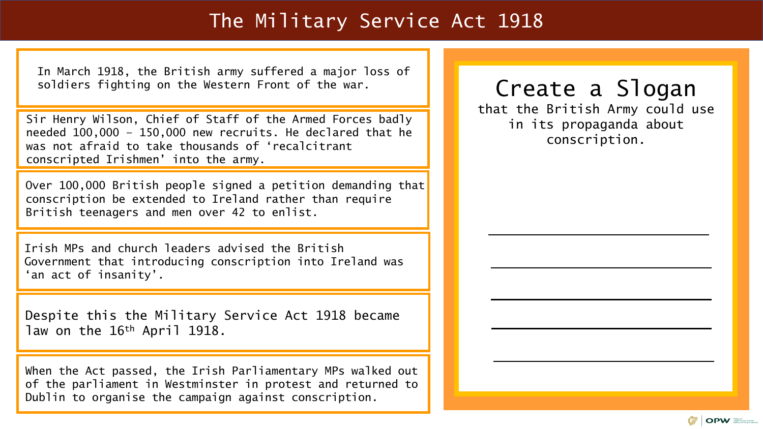# The Military Service Act 1918

In March 1918, the British army suffered a major loss of soldiers fighting on the Western Front of the war.

Sir Henry Wilson, Chief of Staff of the Armed Forces badly needed 100,000 – 150,000 new recruits. He declared that he was not afraid to take thousands of 'recalcitrant conscripted Irishmen' into the army.

Over 100,000 British people signed a petition demanding that conscription be extended to Ireland rather than require British teenagers and men over 42 to enlist.

Irish MPs and church leaders advised the British Government that introducing conscription into Ireland was 'an act of insanity'.

Despite this the Military Service Act 1918 became law on the 16th April 1918.

When the Act passed, the Irish Parliamentary MPs walked out of the parliament in Westminster in protest and returned to Dublin to organise the campaign against conscription.

## Create a Slogan

that the British Army could use in its propaganda about conscription.

______________________________

______________________________

______________________________

______________________________

______________________________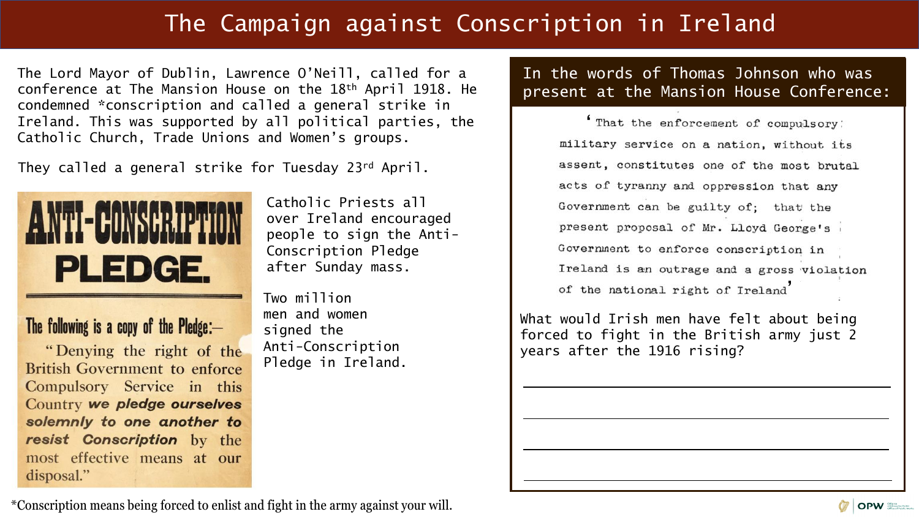# The Campaign against Conscription in Ireland

The Lord Mayor of Dublin, Lawrence O'Neill, called for a conference at The Mansion House on the 18th April 1918. He condemned *conscription and called a general strike in Ireland. This was supported by all political parties, the Catholic Church, Trade Unions and Women's groups.

They called a general strike for Tuesday 23rd April.

**ANTI-CONSCRIPTION PLEDGE.**

The following is a copy of the Pledge:—

"Denying the right of the British Government to enforce Compulsory Service in this Country ***we pledge ourselves solemnly to one another to resist Conscription*** by the most effective means at our disposal."

Catholic Priests all over Ireland encouraged people to sign the Anti-Conscription Pledge after Sunday mass.

Two million men and women signed the Anti-Conscription Pledge in Ireland.

## In the words of Thomas Johnson who was present at the Mansion House Conference:

'That the enforcement of compulsory military service on a nation, without its assent, constitutes one of the most brutal acts of tyranny and oppression that any Government can be guilty of; that the present proposal of Mr. Lloyd George's Government to enforce conscription in Ireland is an outrage and a gross violation of the national right of Ireland'

What would Irish men have felt about being forced to fight in the British army just 2 years after the 1916 rising?

______________________________

______________________________

______________________________

______________________________

*Conscription means being forced to enlist and fight in the army against your will.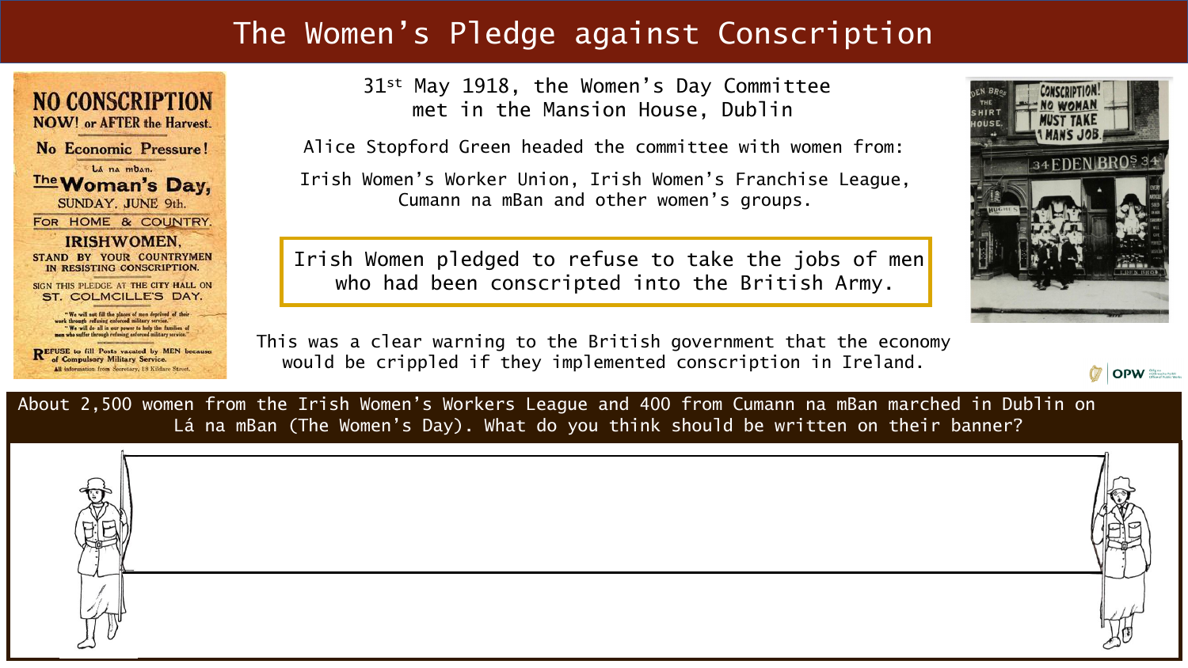# The Women's Pledge against Conscription

NO CONSCRIPTION
NOW! or AFTER the Harvest.
No Economic Pressure!
Lá na mBan.
The Woman's Day,
SUNDAY, JUNE 9th.
FOR HOME & COUNTRY.
IRISHWOMEN,
STAND BY YOUR COUNTRYMEN IN RESISTING CONSCRIPTION.
SIGN THIS PLEDGE AT THE CITY HALL ON ST. COLMCILLE'S DAY.

"We will not fill the places of men deprived of their work through refusing enforced military service."
"We will do all in our power to help the families of men who suffer through refusing enforced military service."

REFUSE to fill Posts vacated by MEN because of Compulsory Military Service.
All information from Secretary, 18 Kildare Street.

31st May 1918, the Women's Day Committee met in the Mansion House, Dublin

Alice Stopford Green headed the committee with women from:

Irish Women's Worker Union, Irish Women's Franchise League, Cumann na mBan and other women's groups.

**Irish Women pledged to refuse to take the jobs of men who had been conscripted into the British Army.**

This was a clear warning to the British government that the economy would be crippled if they implemented conscription in Ireland.

CONSCRIPTION! NO WOMAN MUST TAKE A MAN'S JOB.

34 EDEN BROS 34

About 2,500 women from the Irish Women's Workers League and 400 from Cumann na mBan marched in Dublin on Lá na mBan (The Women's Day). What do you think should be written on their banner?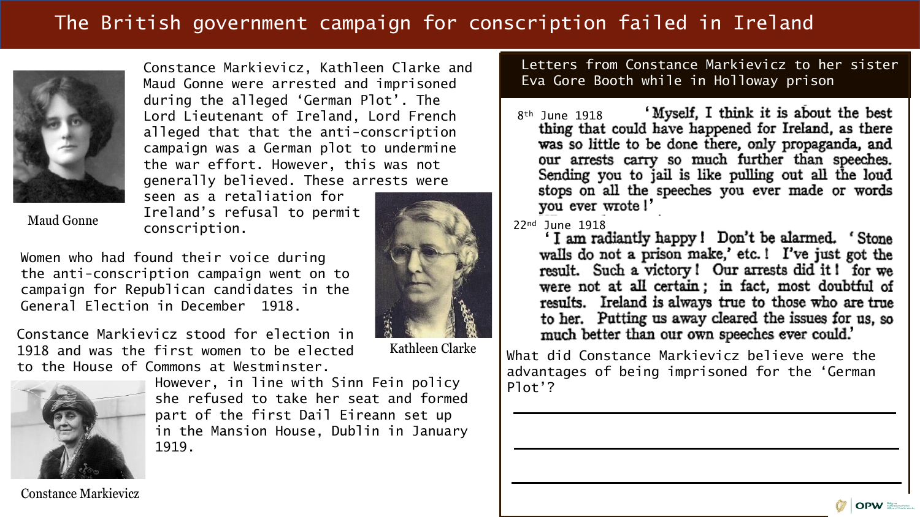# The British government campaign for conscription failed in Ireland

Constance Markievicz, Kathleen Clarke and Maud Gonne were arrested and imprisoned during the alleged 'German Plot'. The Lord Lieutenant of Ireland, Lord French alleged that that the anti-conscription campaign was a German plot to undermine the war effort. However, this was not generally believed. These arrests were seen as a retaliation for Ireland's refusal to permit conscription.

Maud Gonne

Women who had found their voice during the anti-conscription campaign went on to campaign for Republican candidates in the General Election in December 1918.

Kathleen Clarke

Constance Markievicz stood for election in 1918 and was the first women to be elected to the House of Commons at Westminster. However, in line with Sinn Fein policy she refused to take her seat and formed part of the first Dail Eireann set up in the Mansion House, Dublin in January 1919.

Constance Markievicz

## Letters from Constance Markievicz to her sister Eva Gore Booth while in Holloway prison

8th June 1918 'Myself, I think it is about the best thing that could have happened for Ireland, as there was so little to be done there, only propaganda, and our arrests carry so much further than speeches. Sending you to jail is like pulling out all the loud stops on all the speeches you ever made or words you ever wrote!'

22nd June 1918 'I am radiantly happy! Don't be alarmed. 'Stone walls do not a prison make,' etc.! I've just got the result. Such a victory! Our arrests did it! for we were not at all certain; in fact, most doubtful of results. Ireland is always true to those who are true to her. Putting us away cleared the issues for us, so much better than our own speeches ever could.'

What did Constance Markievicz believe were the advantages of being imprisoned for the 'German Plot'?

\_\_\_\_\_\_\_\_\_\_\_\_\_\_\_\_\_\_\_\_\_\_\_\_\_\_\_\_\_\_\_\_\_\_\_\_\_\_\_\_

\_\_\_\_\_\_\_\_\_\_\_\_\_\_\_\_\_\_\_\_\_\_\_\_\_\_\_\_\_\_\_\_\_\_\_\_\_\_\_\_

\_\_\_\_\_\_\_\_\_\_\_\_\_\_\_\_\_\_\_\_\_\_\_\_\_\_\_\_\_\_\_\_\_\_\_\_\_\_\_\_